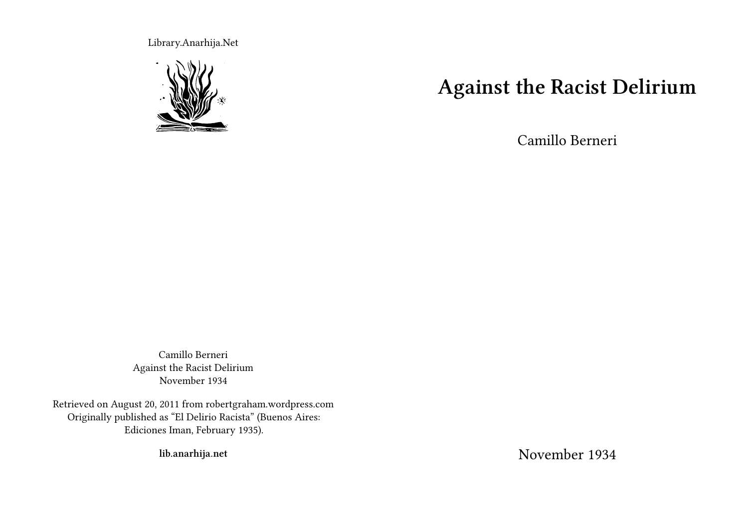Library.Anarhija.Net

# Against the Racist Delirium

Camillo Berneri

November 1934

Camillo Berneri
Against the Racist Delirium
November 1934

Retrieved on August 20, 2011 from robertgraham.wordpress.com
Originally published as "El Delirio Racista" (Buenos Aires: Ediciones Iman, February 1935).

**lib.anarhija.net**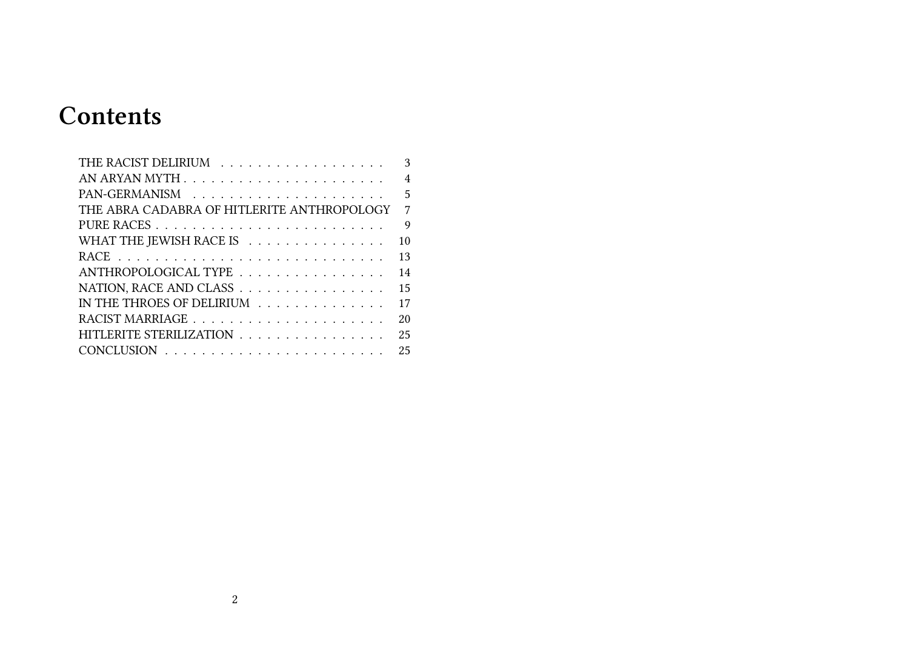# Contents

- THE RACIST DELIRIUM ... 3
- AN ARYAN MYTH ... 4
- PAN-GERMANISM ... 5
- THE ABRA CADABRA OF HITLERITE ANTHROPOLOGY ... 7
- PURE RACES ... 9
- WHAT THE JEWISH RACE IS ... 10
- RACE ... 13
- ANTHROPOLOGICAL TYPE ... 14
- NATION, RACE AND CLASS ... 15
- IN THE THROES OF DELIRIUM ... 17
- RACIST MARRIAGE ... 20
- HITLERITE STERILIZATION ... 25
- CONCLUSION ... 25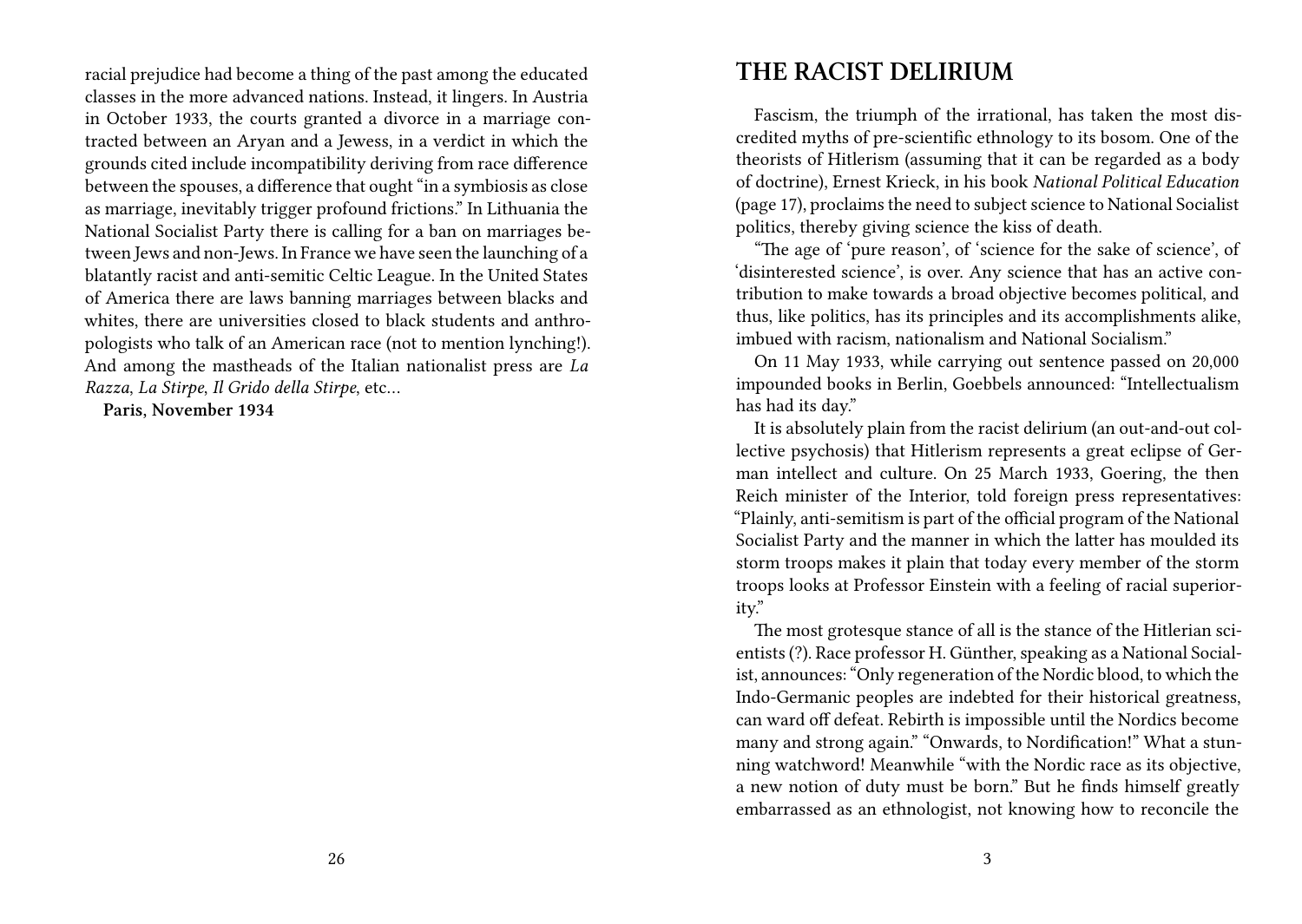racial prejudice had become a thing of the past among the educated classes in the more advanced nations. Instead, it lingers. In Austria in October 1933, the courts granted a divorce in a marriage contracted between an Aryan and a Jewess, in a verdict in which the grounds cited include incompatibility deriving from race difference between the spouses, a difference that ought "in a symbiosis as close as marriage, inevitably trigger profound frictions." In Lithuania the National Socialist Party there is calling for a ban on marriages between Jews and non-Jews. In France we have seen the launching of a blatantly racist and anti-semitic Celtic League. In the United States of America there are laws banning marriages between blacks and whites, there are universities closed to black students and anthropologists who talk of an American race (not to mention lynching!). And among the mastheads of the Italian nationalist press are *La Razza*, *La Stirpe*, *Il Grido della Stirpe*, etc…

**Paris, November 1934**

## THE RACIST DELIRIUM

Fascism, the triumph of the irrational, has taken the most discredited myths of pre-scientific ethnology to its bosom. One of the theorists of Hitlerism (assuming that it can be regarded as a body of doctrine), Ernest Krieck, in his book *National Political Education* (page 17), proclaims the need to subject science to National Socialist politics, thereby giving science the kiss of death.

"The age of 'pure reason', of 'science for the sake of science', of 'disinterested science', is over. Any science that has an active contribution to make towards a broad objective becomes political, and thus, like politics, has its principles and its accomplishments alike, imbued with racism, nationalism and National Socialism."

On 11 May 1933, while carrying out sentence passed on 20,000 impounded books in Berlin, Goebbels announced: "Intellectualism has had its day."

It is absolutely plain from the racist delirium (an out-and-out collective psychosis) that Hitlerism represents a great eclipse of German intellect and culture. On 25 March 1933, Goering, the then Reich minister of the Interior, told foreign press representatives: "Plainly, anti-semitism is part of the official program of the National Socialist Party and the manner in which the latter has moulded its storm troops makes it plain that today every member of the storm troops looks at Professor Einstein with a feeling of racial superiority."

The most grotesque stance of all is the stance of the Hitlerian scientists (?). Race professor H. Günther, speaking as a National Socialist, announces: "Only regeneration of the Nordic blood, to which the Indo-Germanic peoples are indebted for their historical greatness, can ward off defeat. Rebirth is impossible until the Nordics become many and strong again." "Onwards, to Nordification!" What a stunning watchword! Meanwhile "with the Nordic race as its objective, a new notion of duty must be born." But he finds himself greatly embarrassed as an ethnologist, not knowing how to reconcile the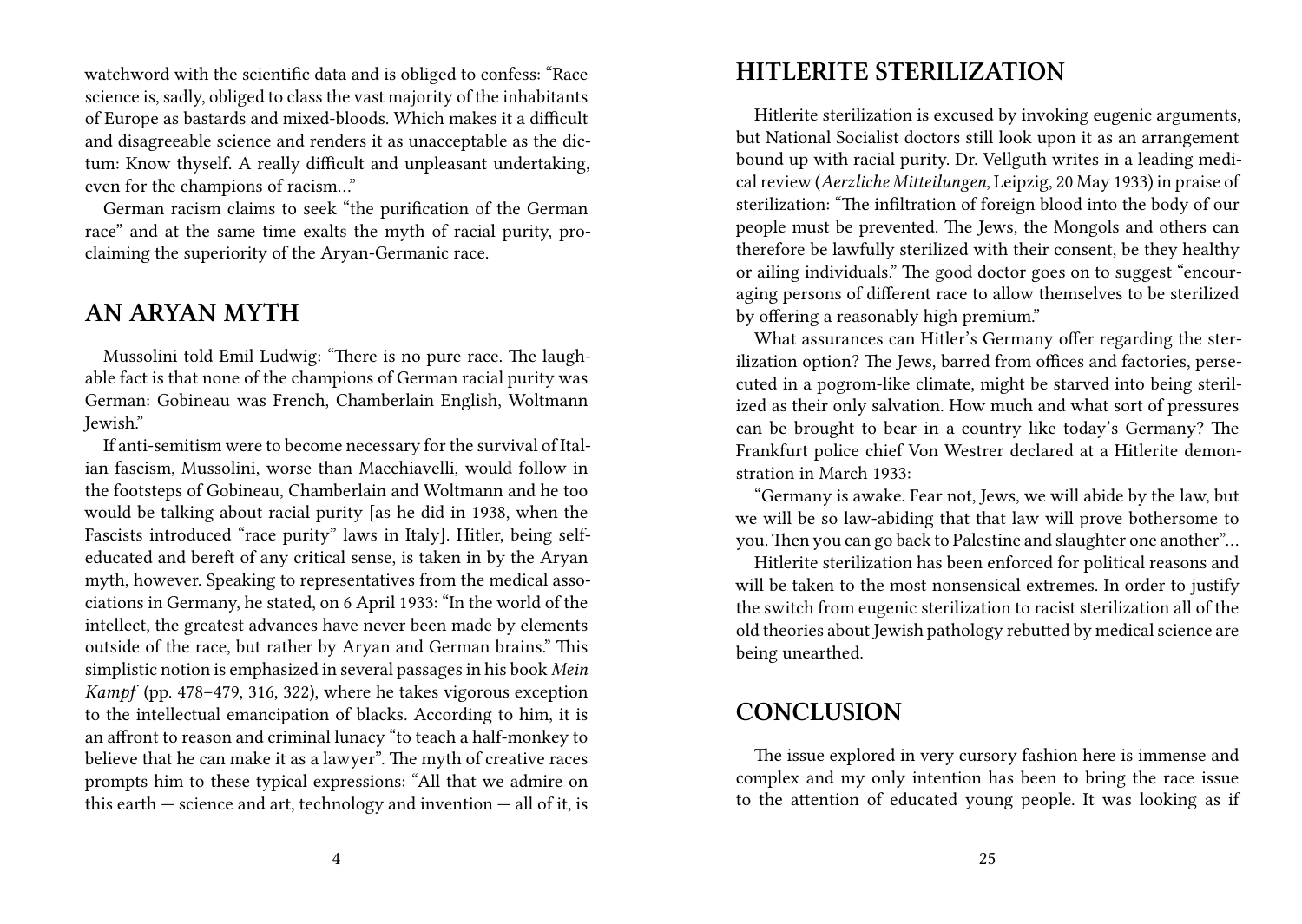watchword with the scientific data and is obliged to confess: "Race science is, sadly, obliged to class the vast majority of the inhabitants of Europe as bastards and mixed-bloods. Which makes it a difficult and disagreeable science and renders it as unacceptable as the dictum: Know thyself. A really difficult and unpleasant undertaking, even for the champions of racism…"

German racism claims to seek "the purification of the German race" and at the same time exalts the myth of racial purity, proclaiming the superiority of the Aryan-Germanic race.

## AN ARYAN MYTH

Mussolini told Emil Ludwig: "There is no pure race. The laughable fact is that none of the champions of German racial purity was German: Gobineau was French, Chamberlain English, Woltmann Jewish."

If anti-semitism were to become necessary for the survival of Italian fascism, Mussolini, worse than Macchiavelli, would follow in the footsteps of Gobineau, Chamberlain and Woltmann and he too would be talking about racial purity [as he did in 1938, when the Fascists introduced "race purity" laws in Italy]. Hitler, being self-educated and bereft of any critical sense, is taken in by the Aryan myth, however. Speaking to representatives from the medical associations in Germany, he stated, on 6 April 1933: "In the world of the intellect, the greatest advances have never been made by elements outside of the race, but rather by Aryan and German brains." This simplistic notion is emphasized in several passages in his book *Mein Kampf* (pp. 478–479, 316, 322), where he takes vigorous exception to the intellectual emancipation of blacks. According to him, it is an affront to reason and criminal lunacy "to teach a half-monkey to believe that he can make it as a lawyer". The myth of creative races prompts him to these typical expressions: "All that we admire on this earth — science and art, technology and invention — all of it, is

## HITLERITE STERILIZATION

Hitlerite sterilization is excused by invoking eugenic arguments, but National Socialist doctors still look upon it as an arrangement bound up with racial purity. Dr. Vellguth writes in a leading medical review (*Aerzliche Mitteilungen*, Leipzig, 20 May 1933) in praise of sterilization: "The infiltration of foreign blood into the body of our people must be prevented. The Jews, the Mongols and others can therefore be lawfully sterilized with their consent, be they healthy or ailing individuals." The good doctor goes on to suggest "encouraging persons of different race to allow themselves to be sterilized by offering a reasonably high premium."

What assurances can Hitler's Germany offer regarding the sterilization option? The Jews, barred from offices and factories, persecuted in a pogrom-like climate, might be starved into being sterilized as their only salvation. How much and what sort of pressures can be brought to bear in a country like today's Germany? The Frankfurt police chief Von Westrer declared at a Hitlerite demonstration in March 1933:

"Germany is awake. Fear not, Jews, we will abide by the law, but we will be so law-abiding that that law will prove bothersome to you. Then you can go back to Palestine and slaughter one another"…

Hitlerite sterilization has been enforced for political reasons and will be taken to the most nonsensical extremes. In order to justify the switch from eugenic sterilization to racist sterilization all of the old theories about Jewish pathology rebutted by medical science are being unearthed.

## CONCLUSION

The issue explored in very cursory fashion here is immense and complex and my only intention has been to bring the race issue to the attention of educated young people. It was looking as if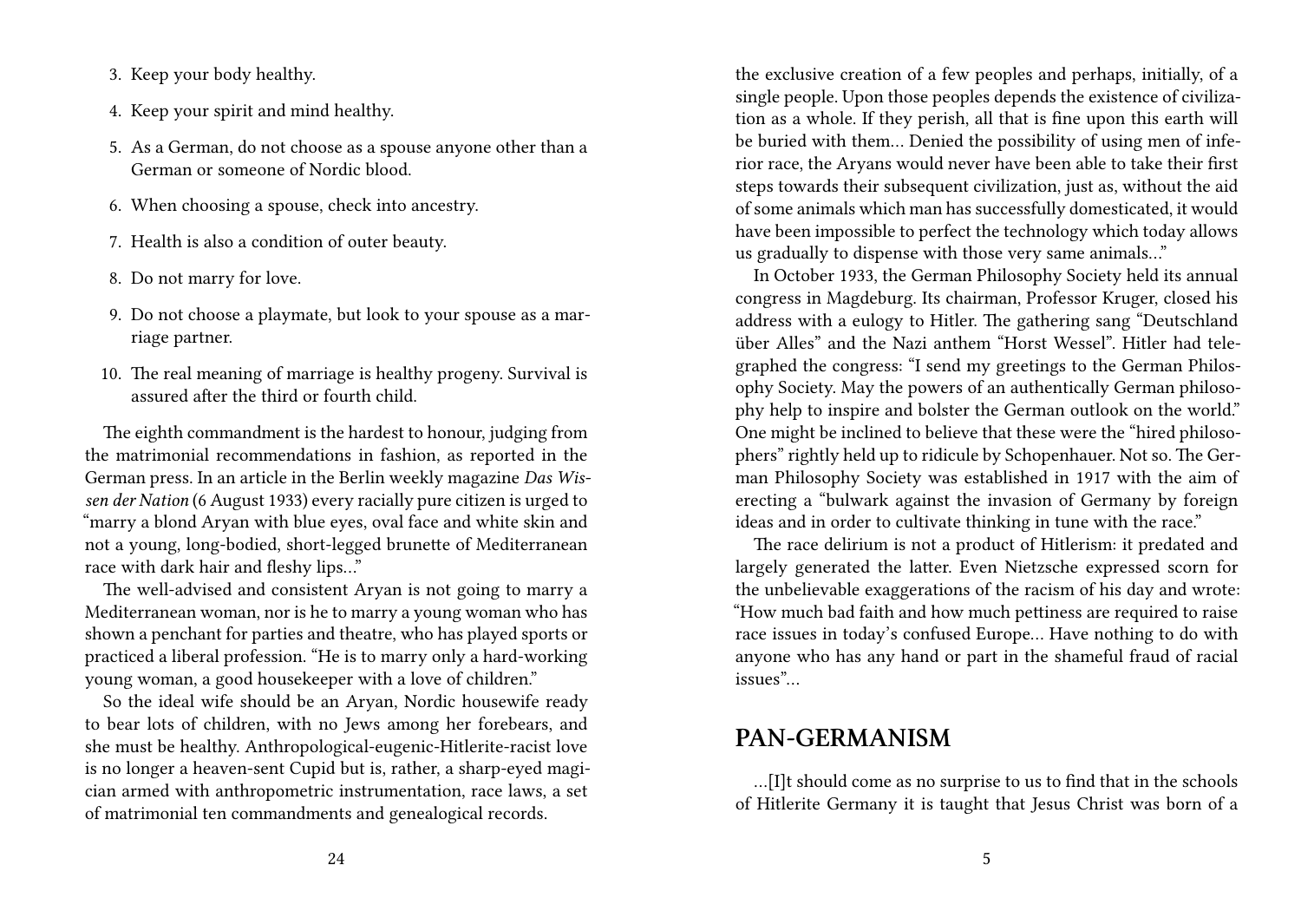3. Keep your body healthy.
4. Keep your spirit and mind healthy.
5. As a German, do not choose as a spouse anyone other than a German or someone of Nordic blood.
6. When choosing a spouse, check into ancestry.
7. Health is also a condition of outer beauty.
8. Do not marry for love.
9. Do not choose a playmate, but look to your spouse as a marriage partner.
10. The real meaning of marriage is healthy progeny. Survival is assured after the third or fourth child.

The eighth commandment is the hardest to honour, judging from the matrimonial recommendations in fashion, as reported in the German press. In an article in the Berlin weekly magazine *Das Wissen der Nation* (6 August 1933) every racially pure citizen is urged to "marry a blond Aryan with blue eyes, oval face and white skin and not a young, long-bodied, short-legged brunette of Mediterranean race with dark hair and fleshy lips…"

The well-advised and consistent Aryan is not going to marry a Mediterranean woman, nor is he to marry a young woman who has shown a penchant for parties and theatre, who has played sports or practiced a liberal profession. "He is to marry only a hard-working young woman, a good housekeeper with a love of children."

So the ideal wife should be an Aryan, Nordic housewife ready to bear lots of children, with no Jews among her forebears, and she must be healthy. Anthropological-eugenic-Hitlerite-racist love is no longer a heaven-sent Cupid but is, rather, a sharp-eyed magician armed with anthropometric instrumentation, race laws, a set of matrimonial ten commandments and genealogical records.

the exclusive creation of a few peoples and perhaps, initially, of a single people. Upon those peoples depends the existence of civilization as a whole. If they perish, all that is fine upon this earth will be buried with them… Denied the possibility of using men of inferior race, the Aryans would never have been able to take their first steps towards their subsequent civilization, just as, without the aid of some animals which man has successfully domesticated, it would have been impossible to perfect the technology which today allows us gradually to dispense with those very same animals…"

In October 1933, the German Philosophy Society held its annual congress in Magdeburg. Its chairman, Professor Kruger, closed his address with a eulogy to Hitler. The gathering sang "Deutschland über Alles" and the Nazi anthem "Horst Wessel". Hitler had telegraphed the congress: "I send my greetings to the German Philosophy Society. May the powers of an authentically German philosophy help to inspire and bolster the German outlook on the world." One might be inclined to believe that these were the "hired philosophers" rightly held up to ridicule by Schopenhauer. Not so. The German Philosophy Society was established in 1917 with the aim of erecting a "bulwark against the invasion of Germany by foreign ideas and in order to cultivate thinking in tune with the race."

The race delirium is not a product of Hitlerism: it predated and largely generated the latter. Even Nietzsche expressed scorn for the unbelievable exaggerations of the racism of his day and wrote: "How much bad faith and how much pettiness are required to raise race issues in today's confused Europe… Have nothing to do with anyone who has any hand or part in the shameful fraud of racial issues"…

## PAN-GERMANISM

…[I]t should come as no surprise to us to find that in the schools of Hitlerite Germany it is taught that Jesus Christ was born of a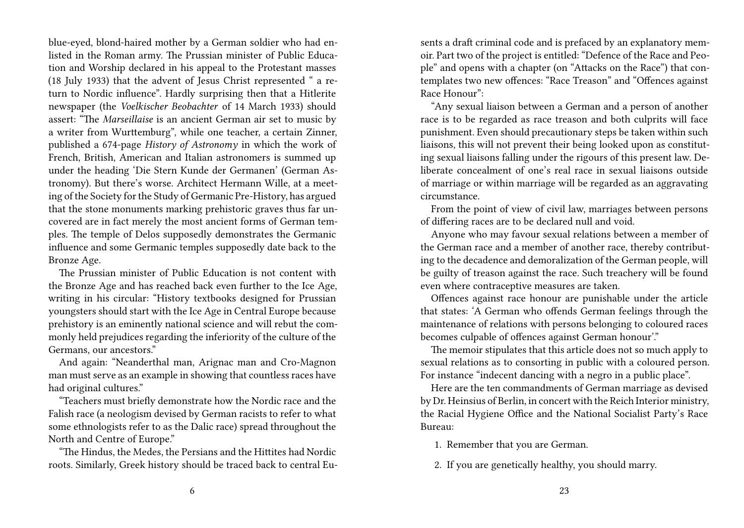blue-eyed, blond-haired mother by a German soldier who had enlisted in the Roman army. The Prussian minister of Public Education and Worship declared in his appeal to the Protestant masses (18 July 1933) that the advent of Jesus Christ represented " a return to Nordic influence". Hardly surprising then that a Hitlerite newspaper (the *Voelkischer Beobachter* of 14 March 1933) should assert: "The *Marseillaise* is an ancient German air set to music by a writer from Wurttemburg", while one teacher, a certain Zinner, published a 674-page *History of Astronomy* in which the work of French, British, American and Italian astronomers is summed up under the heading 'Die Stern Kunde der Germanen' (German Astronomy). But there's worse. Architect Hermann Wille, at a meeting of the Society for the Study of Germanic Pre-History, has argued that the stone monuments marking prehistoric graves thus far uncovered are in fact merely the most ancient forms of German temples. The temple of Delos supposedly demonstrates the Germanic influence and some Germanic temples supposedly date back to the Bronze Age.

The Prussian minister of Public Education is not content with the Bronze Age and has reached back even further to the Ice Age, writing in his circular: "History textbooks designed for Prussian youngsters should start with the Ice Age in Central Europe because prehistory is an eminently national science and will rebut the commonly held prejudices regarding the inferiority of the culture of the Germans, our ancestors."

And again: "Neanderthal man, Arignac man and Cro-Magnon man must serve as an example in showing that countless races have had original cultures."

"Teachers must briefly demonstrate how the Nordic race and the Falish race (a neologism devised by German racists to refer to what some ethnologists refer to as the Dalic race) spread throughout the North and Centre of Europe."

"The Hindus, the Medes, the Persians and the Hittites had Nordic roots. Similarly, Greek history should be traced back to central Eu-

sents a draft criminal code and is prefaced by an explanatory memoir. Part two of the project is entitled: "Defence of the Race and People" and opens with a chapter (on "Attacks on the Race") that contemplates two new offences: "Race Treason" and "Offences against Race Honour":

"Any sexual liaison between a German and a person of another race is to be regarded as race treason and both culprits will face punishment. Even should precautionary steps be taken within such liaisons, this will not prevent their being looked upon as constituting sexual liaisons falling under the rigours of this present law. Deliberate concealment of one's real race in sexual liaisons outside of marriage or within marriage will be regarded as an aggravating circumstance.

From the point of view of civil law, marriages between persons of differing races are to be declared null and void.

Anyone who may favour sexual relations between a member of the German race and a member of another race, thereby contributing to the decadence and demoralization of the German people, will be guilty of treason against the race. Such treachery will be found even where contraceptive measures are taken.

Offences against race honour are punishable under the article that states: 'A German who offends German feelings through the maintenance of relations with persons belonging to coloured races becomes culpable of offences against German honour'."

The memoir stipulates that this article does not so much apply to sexual relations as to consorting in public with a coloured person. For instance "indecent dancing with a negro in a public place".

Here are the ten commandments of German marriage as devised by Dr. Heinsius of Berlin, in concert with the Reich Interior ministry, the Racial Hygiene Office and the National Socialist Party's Race Bureau:

1. Remember that you are German.
2. If you are genetically healthy, you should marry.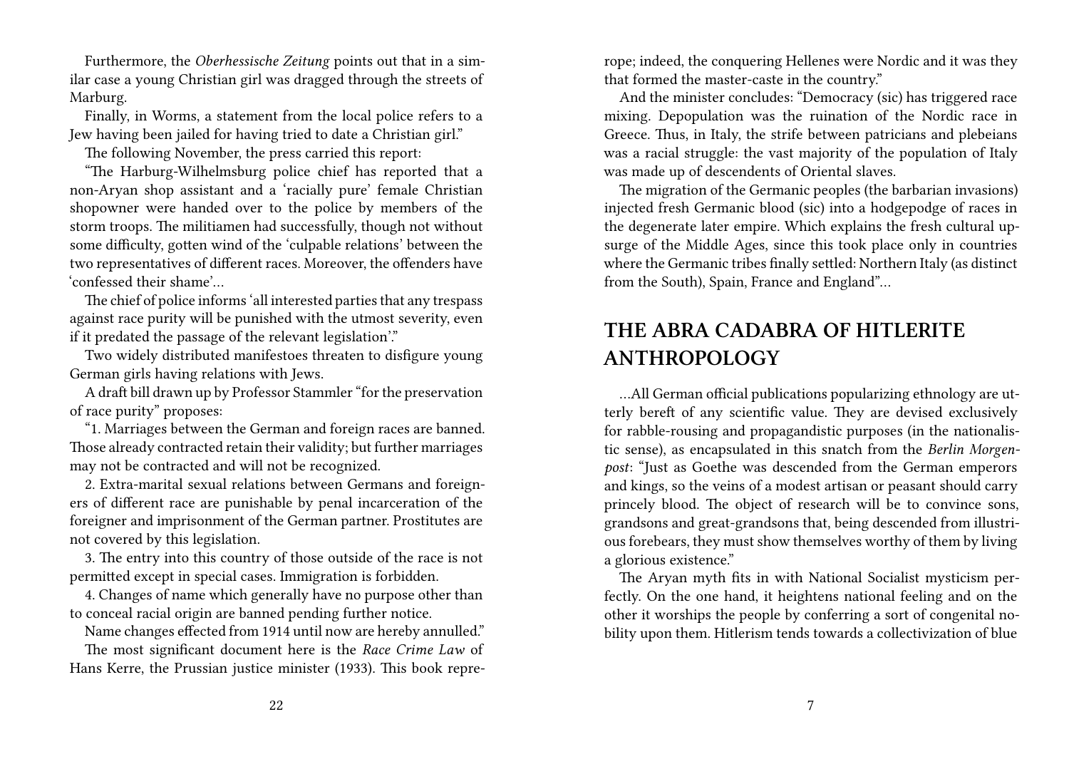Furthermore, the *Oberhessische Zeitung* points out that in a similar case a young Christian girl was dragged through the streets of Marburg.

Finally, in Worms, a statement from the local police refers to a Jew having been jailed for having tried to date a Christian girl."

The following November, the press carried this report:

"The Harburg-Wilhelmsburg police chief has reported that a non-Aryan shop assistant and a 'racially pure' female Christian shopowner were handed over to the police by members of the storm troops. The militiamen had successfully, though not without some difficulty, gotten wind of the 'culpable relations' between the two representatives of different races. Moreover, the offenders have 'confessed their shame'…

The chief of police informs 'all interested parties that any trespass against race purity will be punished with the utmost severity, even if it predated the passage of the relevant legislation'."

Two widely distributed manifestoes threaten to disfigure young German girls having relations with Jews.

A draft bill drawn up by Professor Stammler "for the preservation of race purity" proposes:

"1. Marriages between the German and foreign races are banned. Those already contracted retain their validity; but further marriages may not be contracted and will not be recognized.

2. Extra-marital sexual relations between Germans and foreigners of different race are punishable by penal incarceration of the foreigner and imprisonment of the German partner. Prostitutes are not covered by this legislation.

3. The entry into this country of those outside of the race is not permitted except in special cases. Immigration is forbidden.

4. Changes of name which generally have no purpose other than to conceal racial origin are banned pending further notice.

Name changes effected from 1914 until now are hereby annulled."

The most significant document here is the *Race Crime Law* of Hans Kerre, the Prussian justice minister (1933). This book represents

rope; indeed, the conquering Hellenes were Nordic and it was they that formed the master-caste in the country."

And the minister concludes: "Democracy (sic) has triggered race mixing. Depopulation was the ruination of the Nordic race in Greece. Thus, in Italy, the strife between patricians and plebeians was a racial struggle: the vast majority of the population of Italy was made up of descendents of Oriental slaves.

The migration of the Germanic peoples (the barbarian invasions) injected fresh Germanic blood (sic) into a hodgepodge of races in the degenerate later empire. Which explains the fresh cultural upsurge of the Middle Ages, since this took place only in countries where the Germanic tribes finally settled: Northern Italy (as distinct from the South), Spain, France and England"…

## THE ABRA CADABRA OF HITLERITE ANTHROPOLOGY

…All German official publications popularizing ethnology are utterly bereft of any scientific value. They are devised exclusively for rabble-rousing and propagandistic purposes (in the nationalistic sense), as encapsulated in this snatch from the *Berlin Morgenpost*: "Just as Goethe was descended from the German emperors and kings, so the veins of a modest artisan or peasant should carry princely blood. The object of research will be to convince sons, grandsons and great-grandsons that, being descended from illustrious forebears, they must show themselves worthy of them by living a glorious existence."

The Aryan myth fits in with National Socialist mysticism perfectly. On the one hand, it heightens national feeling and on the other it worships the people by conferring a sort of congenital nobility upon them. Hitlerism tends towards a collectivization of blue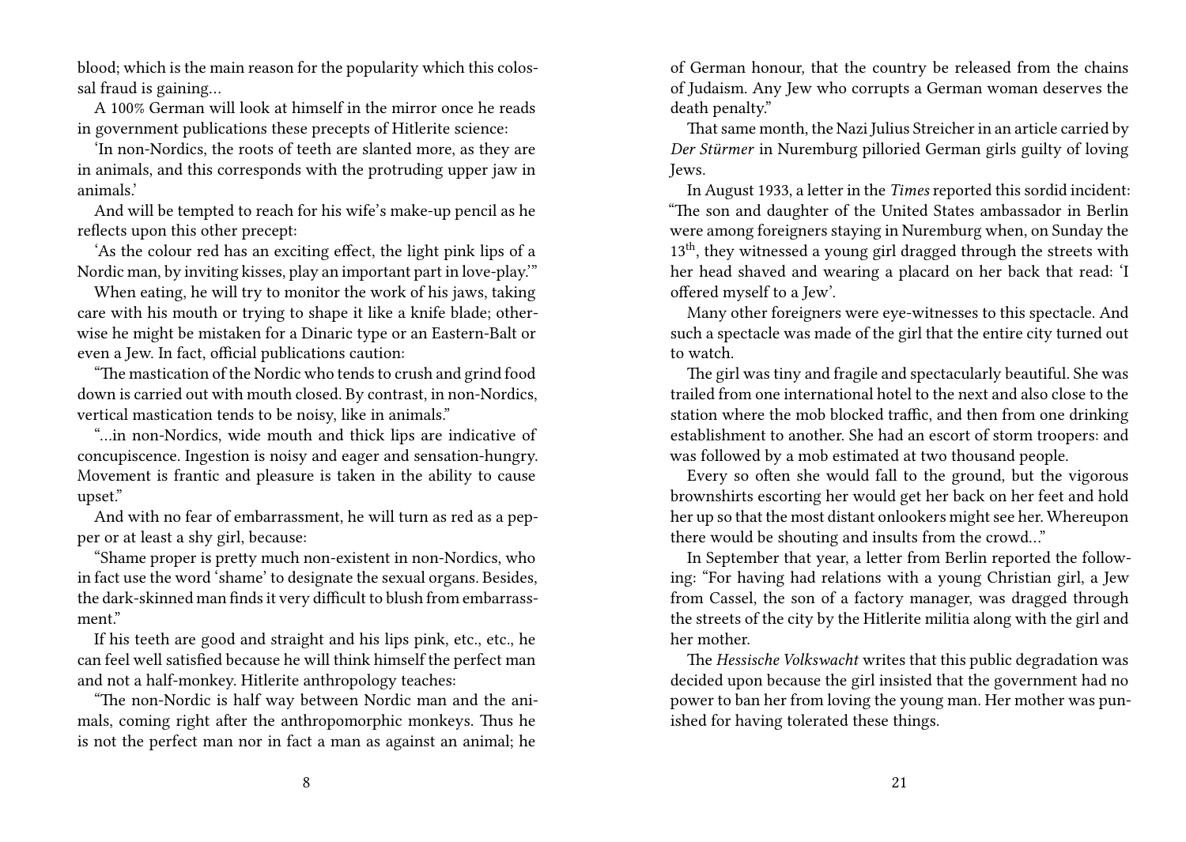blood; which is the main reason for the popularity which this colossal fraud is gaining…

A 100% German will look at himself in the mirror once he reads in government publications these precepts of Hitlerite science:

'In non-Nordics, the roots of teeth are slanted more, as they are in animals, and this corresponds with the protruding upper jaw in animals.'

And will be tempted to reach for his wife's make-up pencil as he reflects upon this other precept:

'As the colour red has an exciting effect, the light pink lips of a Nordic man, by inviting kisses, play an important part in love-play.'"

When eating, he will try to monitor the work of his jaws, taking care with his mouth or trying to shape it like a knife blade; otherwise he might be mistaken for a Dinaric type or an Eastern-Balt or even a Jew. In fact, official publications caution:

"The mastication of the Nordic who tends to crush and grind food down is carried out with mouth closed. By contrast, in non-Nordics, vertical mastication tends to be noisy, like in animals."

"…in non-Nordics, wide mouth and thick lips are indicative of concupiscence. Ingestion is noisy and eager and sensation-hungry. Movement is frantic and pleasure is taken in the ability to cause upset."

And with no fear of embarrassment, he will turn as red as a pepper or at least a shy girl, because:

"Shame proper is pretty much non-existent in non-Nordics, who in fact use the word 'shame' to designate the sexual organs. Besides, the dark-skinned man finds it very difficult to blush from embarrassment."

If his teeth are good and straight and his lips pink, etc., etc., he can feel well satisfied because he will think himself the perfect man and not a half-monkey. Hitlerite anthropology teaches:

"The non-Nordic is half way between Nordic man and the animals, coming right after the anthropomorphic monkeys. Thus he is not the perfect man nor in fact a man as against an animal; he

of German honour, that the country be released from the chains of Judaism. Any Jew who corrupts a German woman deserves the death penalty."

That same month, the Nazi Julius Streicher in an article carried by *Der Stürmer* in Nuremburg pilloried German girls guilty of loving Jews.

In August 1933, a letter in the *Times* reported this sordid incident: "The son and daughter of the United States ambassador in Berlin were among foreigners staying in Nuremburg when, on Sunday the 13th, they witnessed a young girl dragged through the streets with her head shaved and wearing a placard on her back that read: 'I offered myself to a Jew'.

Many other foreigners were eye-witnesses to this spectacle. And such a spectacle was made of the girl that the entire city turned out to watch.

The girl was tiny and fragile and spectacularly beautiful. She was trailed from one international hotel to the next and also close to the station where the mob blocked traffic, and then from one drinking establishment to another. She had an escort of storm troopers: and was followed by a mob estimated at two thousand people.

Every so often she would fall to the ground, but the vigorous brownshirts escorting her would get her back on her feet and hold her up so that the most distant onlookers might see her. Whereupon there would be shouting and insults from the crowd…"

In September that year, a letter from Berlin reported the following: "For having had relations with a young Christian girl, a Jew from Cassel, the son of a factory manager, was dragged through the streets of the city by the Hitlerite militia along with the girl and her mother.

The *Hessische Volkswacht* writes that this public degradation was decided upon because the girl insisted that the government had no power to ban her from loving the young man. Her mother was punished for having tolerated these things.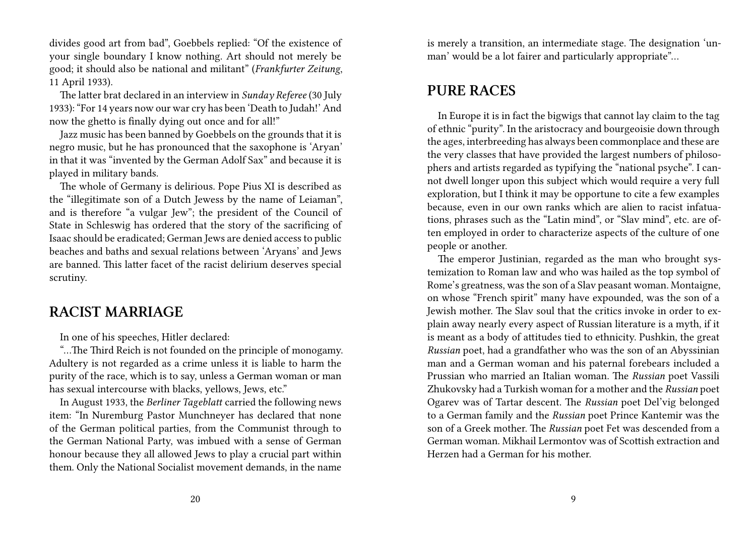divides good art from bad", Goebbels replied: "Of the existence of your single boundary I know nothing. Art should not merely be good; it should also be national and militant" (*Frankfurter Zeitung*, 11 April 1933).

The latter brat declared in an interview in *Sunday Referee* (30 July 1933): "For 14 years now our war cry has been 'Death to Judah!' And now the ghetto is finally dying out once and for all!"

Jazz music has been banned by Goebbels on the grounds that it is negro music, but he has pronounced that the saxophone is 'Aryan' in that it was "invented by the German Adolf Sax" and because it is played in military bands.

The whole of Germany is delirious. Pope Pius XI is described as the "illegitimate son of a Dutch Jewess by the name of Leiaman", and is therefore "a vulgar Jew"; the president of the Council of State in Schleswig has ordered that the story of the sacrificing of Isaac should be eradicated; German Jews are denied access to public beaches and baths and sexual relations between 'Aryans' and Jews are banned. This latter facet of the racist delirium deserves special scrutiny.

## RACIST MARRIAGE

In one of his speeches, Hitler declared:

"…The Third Reich is not founded on the principle of monogamy. Adultery is not regarded as a crime unless it is liable to harm the purity of the race, which is to say, unless a German woman or man has sexual intercourse with blacks, yellows, Jews, etc."

In August 1933, the *Berliner Tageblatt* carried the following news item: "In Nuremburg Pastor Munchneyer has declared that none of the German political parties, from the Communist through to the German National Party, was imbued with a sense of German honour because they all allowed Jews to play a crucial part within them. Only the National Socialist movement demands, in the name

is merely a transition, an intermediate stage. The designation 'un-man' would be a lot fairer and particularly appropriate"…

## PURE RACES

In Europe it is in fact the bigwigs that cannot lay claim to the tag of ethnic "purity". In the aristocracy and bourgeoisie down through the ages, interbreeding has always been commonplace and these are the very classes that have provided the largest numbers of philosophers and artists regarded as typifying the "national psyche". I cannot dwell longer upon this subject which would require a very full exploration, but I think it may be opportune to cite a few examples because, even in our own ranks which are alien to racist infatuations, phrases such as the "Latin mind", or "Slav mind", etc. are often employed in order to characterize aspects of the culture of one people or another.

The emperor Justinian, regarded as the man who brought systemization to Roman law and who was hailed as the top symbol of Rome's greatness, was the son of a Slav peasant woman. Montaigne, on whose "French spirit" many have expounded, was the son of a Jewish mother. The Slav soul that the critics invoke in order to explain away nearly every aspect of Russian literature is a myth, if it is meant as a body of attitudes tied to ethnicity. Pushkin, the great *Russian* poet, had a grandfather who was the son of an Abyssinian man and a German woman and his paternal forebears included a Prussian who married an Italian woman. The *Russian* poet Vassili Zhukovsky had a Turkish woman for a mother and the *Russian* poet Ogarev was of Tartar descent. The *Russian* poet Del'vig belonged to a German family and the *Russian* poet Prince Kantemir was the son of a Greek mother. The *Russian* poet Fet was descended from a German woman. Mikhail Lermontov was of Scottish extraction and Herzen had a German for his mother.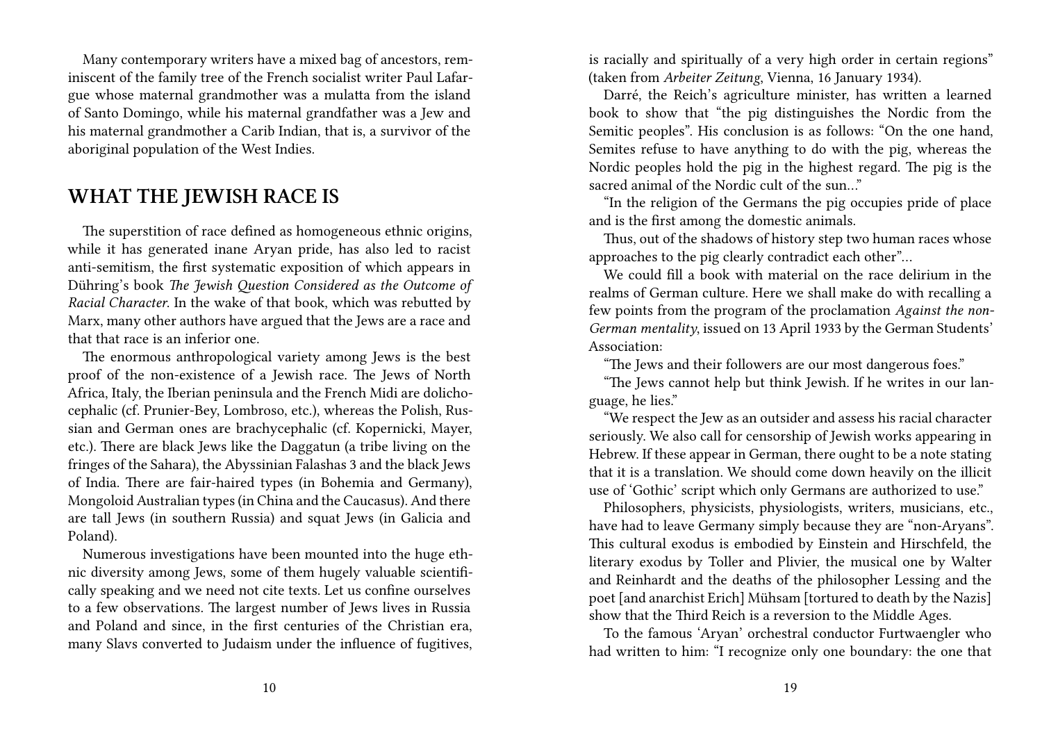Many contemporary writers have a mixed bag of ancestors, reminiscent of the family tree of the French socialist writer Paul Lafargue whose maternal grandmother was a mulatta from the island of Santo Domingo, while his maternal grandfather was a Jew and his maternal grandmother a Carib Indian, that is, a survivor of the aboriginal population of the West Indies.

## WHAT THE JEWISH RACE IS

The superstition of race defined as homogeneous ethnic origins, while it has generated inane Aryan pride, has also led to racist anti-semitism, the first systematic exposition of which appears in Dühring's book *The Jewish Question Considered as the Outcome of Racial Character*. In the wake of that book, which was rebutted by Marx, many other authors have argued that the Jews are a race and that that race is an inferior one.

The enormous anthropological variety among Jews is the best proof of the non-existence of a Jewish race. The Jews of North Africa, Italy, the Iberian peninsula and the French Midi are dolichocephalic (cf. Prunier-Bey, Lombroso, etc.), whereas the Polish, Russian and German ones are brachycephalic (cf. Kopernicki, Mayer, etc.). There are black Jews like the Daggatun (a tribe living on the fringes of the Sahara), the Abyssinian Falashas 3 and the black Jews of India. There are fair-haired types (in Bohemia and Germany), Mongoloid Australian types (in China and the Caucasus). And there are tall Jews (in southern Russia) and squat Jews (in Galicia and Poland).

Numerous investigations have been mounted into the huge ethnic diversity among Jews, some of them hugely valuable scientifically speaking and we need not cite texts. Let us confine ourselves to a few observations. The largest number of Jews lives in Russia and Poland and since, in the first centuries of the Christian era, many Slavs converted to Judaism under the influence of fugitives,

is racially and spiritually of a very high order in certain regions" (taken from *Arbeiter Zeitung*, Vienna, 16 January 1934).

Darré, the Reich's agriculture minister, has written a learned book to show that "the pig distinguishes the Nordic from the Semitic peoples". His conclusion is as follows: "On the one hand, Semites refuse to have anything to do with the pig, whereas the Nordic peoples hold the pig in the highest regard. The pig is the sacred animal of the Nordic cult of the sun…"

"In the religion of the Germans the pig occupies pride of place and is the first among the domestic animals.

Thus, out of the shadows of history step two human races whose approaches to the pig clearly contradict each other"…

We could fill a book with material on the race delirium in the realms of German culture. Here we shall make do with recalling a few points from the program of the proclamation *Against the non-German mentality*, issued on 13 April 1933 by the German Students' Association:

"The Jews and their followers are our most dangerous foes."

"The Jews cannot help but think Jewish. If he writes in our language, he lies."

"We respect the Jew as an outsider and assess his racial character seriously. We also call for censorship of Jewish works appearing in Hebrew. If these appear in German, there ought to be a note stating that it is a translation. We should come down heavily on the illicit use of 'Gothic' script which only Germans are authorized to use."

Philosophers, physicists, physiologists, writers, musicians, etc., have had to leave Germany simply because they are "non-Aryans". This cultural exodus is embodied by Einstein and Hirschfeld, the literary exodus by Toller and Plivier, the musical one by Walter and Reinhardt and the deaths of the philosopher Lessing and the poet [and anarchist Erich] Mühsam [tortured to death by the Nazis] show that the Third Reich is a reversion to the Middle Ages.

To the famous 'Aryan' orchestral conductor Furtwaengler who had written to him: "I recognize only one boundary: the one that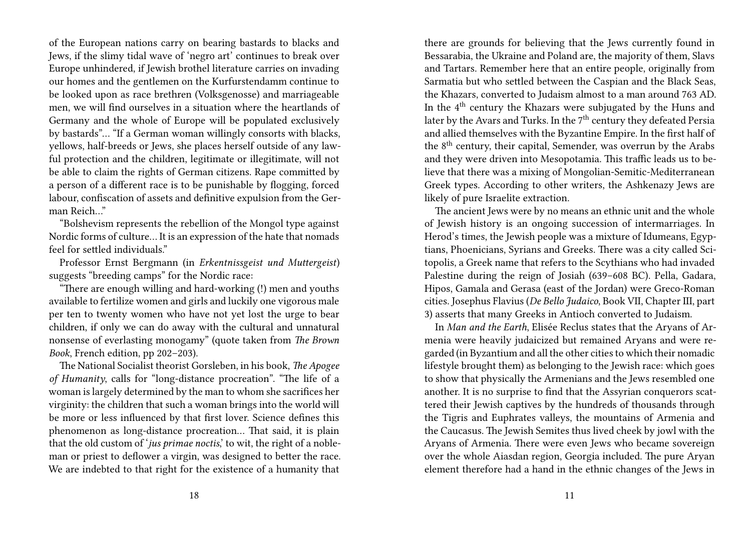of the European nations carry on bearing bastards to blacks and Jews, if the slimy tidal wave of 'negro art' continues to break over Europe unhindered, if Jewish brothel literature carries on invading our homes and the gentlemen on the Kurfurstendamm continue to be looked upon as race brethren (Volksgenosse) and marriageable men, we will find ourselves in a situation where the heartlands of Germany and the whole of Europe will be populated exclusively by bastards"… "If a German woman willingly consorts with blacks, yellows, half-breeds or Jews, she places herself outside of any lawful protection and the children, legitimate or illegitimate, will not be able to claim the rights of German citizens. Rape committed by a person of a different race is to be punishable by flogging, forced labour, confiscation of assets and definitive expulsion from the German Reich…"

"Bolshevism represents the rebellion of the Mongol type against Nordic forms of culture… It is an expression of the hate that nomads feel for settled individuals."

Professor Ernst Bergmann (in *Erkentnissgeist und Muttergeist*) suggests "breeding camps" for the Nordic race:

"There are enough willing and hard-working (!) men and youths available to fertilize women and girls and luckily one vigorous male per ten to twenty women who have not yet lost the urge to bear children, if only we can do away with the cultural and unnatural nonsense of everlasting monogamy" (quote taken from *The Brown Book*, French edition, pp 202–203).

The National Socialist theorist Gorsleben, in his book, *The Apogee of Humanity*, calls for "long-distance procreation". "The life of a woman is largely determined by the man to whom she sacrifices her virginity: the children that such a woman brings into the world will be more or less influenced by that first lover. Science defines this phenomenon as long-distance procreation… That said, it is plain that the old custom of '*jus primae noctis*,' to wit, the right of a nobleman or priest to deflower a virgin, was designed to better the race. We are indebted to that right for the existence of a humanity that

there are grounds for believing that the Jews currently found in Bessarabia, the Ukraine and Poland are, the majority of them, Slavs and Tartars. Remember here that an entire people, originally from Sarmatia but who settled between the Caspian and the Black Seas, the Khazars, converted to Judaism almost to a man around 763 AD. In the 4th century the Khazars were subjugated by the Huns and later by the Avars and Turks. In the 7th century they defeated Persia and allied themselves with the Byzantine Empire. In the first half of the 8th century, their capital, Semender, was overrun by the Arabs and they were driven into Mesopotamia. This traffic leads us to believe that there was a mixing of Mongolian-Semitic-Mediterranean Greek types. According to other writers, the Ashkenazy Jews are likely of pure Israelite extraction.

The ancient Jews were by no means an ethnic unit and the whole of Jewish history is an ongoing succession of intermarriages. In Herod's times, the Jewish people was a mixture of Idumeans, Egyptians, Phoenicians, Syrians and Greeks. There was a city called Scitopolis, a Greek name that refers to the Scythians who had invaded Palestine during the reign of Josiah (639–608 BC). Pella, Gadara, Hipos, Gamala and Gerasa (east of the Jordan) were Greco-Roman cities. Josephus Flavius (*De Bello Judaico*, Book VII, Chapter III, part 3) asserts that many Greeks in Antioch converted to Judaism.

In *Man and the Earth*, Elisée Reclus states that the Aryans of Armenia were heavily judaicized but remained Aryans and were regarded (in Byzantium and all the other cities to which their nomadic lifestyle brought them) as belonging to the Jewish race: which goes to show that physically the Armenians and the Jews resembled one another. It is no surprise to find that the Assyrian conquerors scattered their Jewish captives by the hundreds of thousands through the Tigris and Euphrates valleys, the mountains of Armenia and the Caucasus. The Jewish Semites thus lived cheek by jowl with the Aryans of Armenia. There were even Jews who became sovereign over the whole Aiasdan region, Georgia included. The pure Aryan element therefore had a hand in the ethnic changes of the Jews in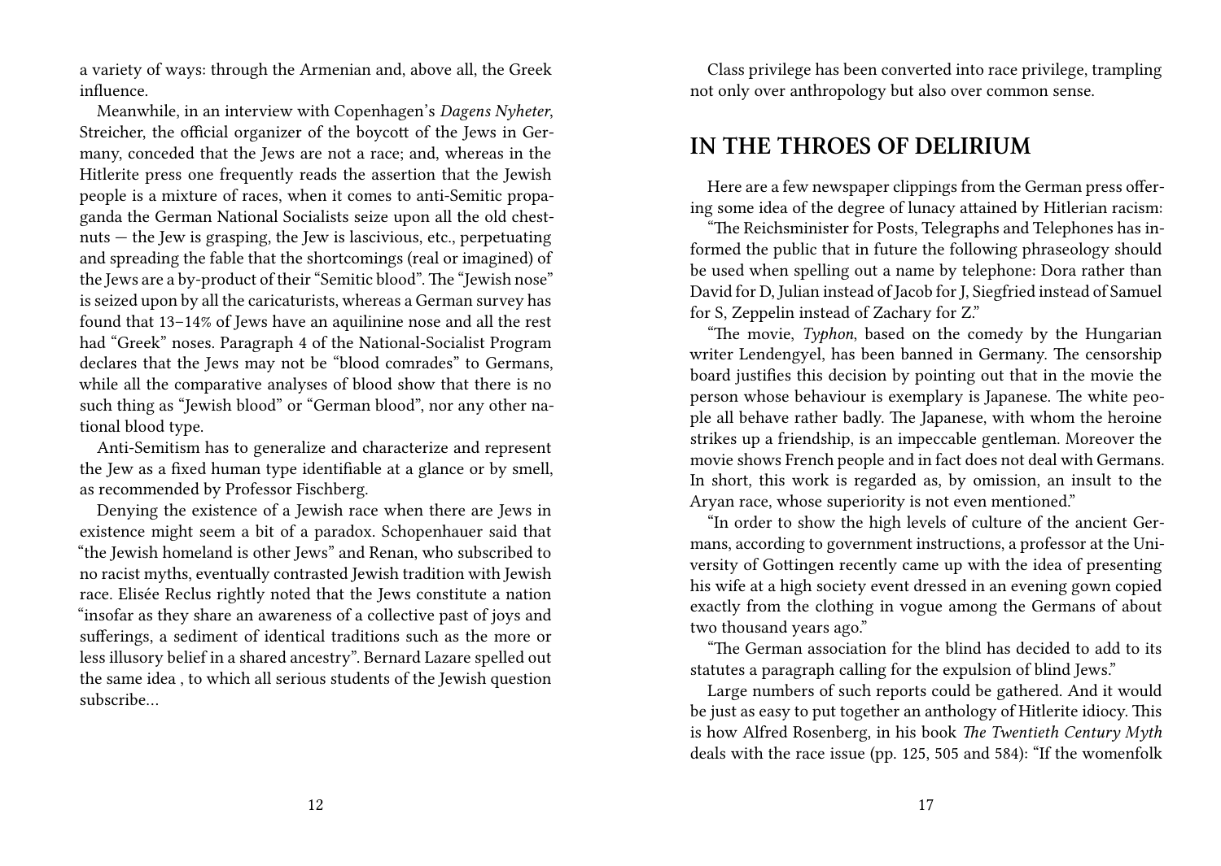a variety of ways: through the Armenian and, above all, the Greek influence.

Meanwhile, in an interview with Copenhagen's *Dagens Nyheter*, Streicher, the official organizer of the boycott of the Jews in Germany, conceded that the Jews are not a race; and, whereas in the Hitlerite press one frequently reads the assertion that the Jewish people is a mixture of races, when it comes to anti-Semitic propaganda the German National Socialists seize upon all the old chestnuts — the Jew is grasping, the Jew is lascivious, etc., perpetuating and spreading the fable that the shortcomings (real or imagined) of the Jews are a by-product of their "Semitic blood". The "Jewish nose" is seized upon by all the caricaturists, whereas a German survey has found that 13–14% of Jews have an aquilinine nose and all the rest had "Greek" noses. Paragraph 4 of the National-Socialist Program declares that the Jews may not be "blood comrades" to Germans, while all the comparative analyses of blood show that there is no such thing as "Jewish blood" or "German blood", nor any other national blood type.

Anti-Semitism has to generalize and characterize and represent the Jew as a fixed human type identifiable at a glance or by smell, as recommended by Professor Fischberg.

Denying the existence of a Jewish race when there are Jews in existence might seem a bit of a paradox. Schopenhauer said that "the Jewish homeland is other Jews" and Renan, who subscribed to no racist myths, eventually contrasted Jewish tradition with Jewish race. Elisée Reclus rightly noted that the Jews constitute a nation "insofar as they share an awareness of a collective past of joys and sufferings, a sediment of identical traditions such as the more or less illusory belief in a shared ancestry". Bernard Lazare spelled out the same idea , to which all serious students of the Jewish question subscribe…

Class privilege has been converted into race privilege, trampling not only over anthropology but also over common sense.

## IN THE THROES OF DELIRIUM

Here are a few newspaper clippings from the German press offering some idea of the degree of lunacy attained by Hitlerian racism:

"The Reichsminister for Posts, Telegraphs and Telephones has informed the public that in future the following phraseology should be used when spelling out a name by telephone: Dora rather than David for D, Julian instead of Jacob for J, Siegfried instead of Samuel for S, Zeppelin instead of Zachary for Z."

"The movie, *Typhon*, based on the comedy by the Hungarian writer Lendengyel, has been banned in Germany. The censorship board justifies this decision by pointing out that in the movie the person whose behaviour is exemplary is Japanese. The white people all behave rather badly. The Japanese, with whom the heroine strikes up a friendship, is an impeccable gentleman. Moreover the movie shows French people and in fact does not deal with Germans. In short, this work is regarded as, by omission, an insult to the Aryan race, whose superiority is not even mentioned."

"In order to show the high levels of culture of the ancient Germans, according to government instructions, a professor at the University of Gottingen recently came up with the idea of presenting his wife at a high society event dressed in an evening gown copied exactly from the clothing in vogue among the Germans of about two thousand years ago."

"The German association for the blind has decided to add to its statutes a paragraph calling for the expulsion of blind Jews."

Large numbers of such reports could be gathered. And it would be just as easy to put together an anthology of Hitlerite idiocy. This is how Alfred Rosenberg, in his book *The Twentieth Century Myth* deals with the race issue (pp. 125, 505 and 584): "If the womenfolk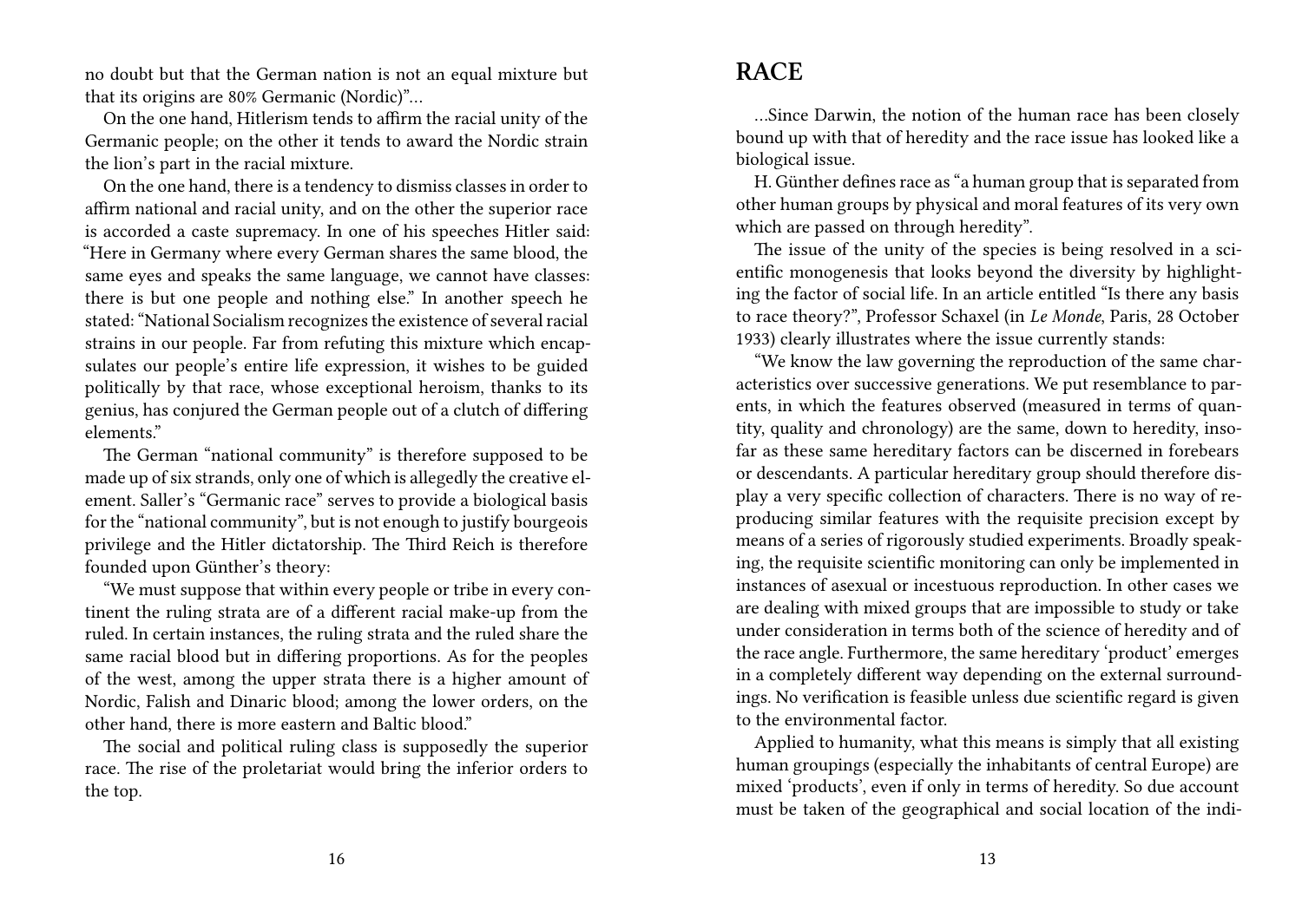no doubt but that the German nation is not an equal mixture but that its origins are 80% Germanic (Nordic)"…

On the one hand, Hitlerism tends to affirm the racial unity of the Germanic people; on the other it tends to award the Nordic strain the lion's part in the racial mixture.

On the one hand, there is a tendency to dismiss classes in order to affirm national and racial unity, and on the other the superior race is accorded a caste supremacy. In one of his speeches Hitler said: "Here in Germany where every German shares the same blood, the same eyes and speaks the same language, we cannot have classes: there is but one people and nothing else." In another speech he stated: "National Socialism recognizes the existence of several racial strains in our people. Far from refuting this mixture which encapsulates our people's entire life expression, it wishes to be guided politically by that race, whose exceptional heroism, thanks to its genius, has conjured the German people out of a clutch of differing elements."

The German "national community" is therefore supposed to be made up of six strands, only one of which is allegedly the creative element. Saller's "Germanic race" serves to provide a biological basis for the "national community", but is not enough to justify bourgeois privilege and the Hitler dictatorship. The Third Reich is therefore founded upon Günther's theory:

"We must suppose that within every people or tribe in every continent the ruling strata are of a different racial make-up from the ruled. In certain instances, the ruling strata and the ruled share the same racial blood but in differing proportions. As for the peoples of the west, among the upper strata there is a higher amount of Nordic, Falish and Dinaric blood; among the lower orders, on the other hand, there is more eastern and Baltic blood."

The social and political ruling class is supposedly the superior race. The rise of the proletariat would bring the inferior orders to the top.

## RACE

…Since Darwin, the notion of the human race has been closely bound up with that of heredity and the race issue has looked like a biological issue.

H. Günther defines race as "a human group that is separated from other human groups by physical and moral features of its very own which are passed on through heredity".

The issue of the unity of the species is being resolved in a scientific monogenesis that looks beyond the diversity by highlighting the factor of social life. In an article entitled "Is there any basis to race theory?", Professor Schaxel (in *Le Monde*, Paris, 28 October 1933) clearly illustrates where the issue currently stands:

"We know the law governing the reproduction of the same characteristics over successive generations. We put resemblance to parents, in which the features observed (measured in terms of quantity, quality and chronology) are the same, down to heredity, insofar as these same hereditary factors can be discerned in forebears or descendants. A particular hereditary group should therefore display a very specific collection of characters. There is no way of reproducing similar features with the requisite precision except by means of a series of rigorously studied experiments. Broadly speaking, the requisite scientific monitoring can only be implemented in instances of asexual or incestuous reproduction. In other cases we are dealing with mixed groups that are impossible to study or take under consideration in terms both of the science of heredity and of the race angle. Furthermore, the same hereditary 'product' emerges in a completely different way depending on the external surroundings. No verification is feasible unless due scientific regard is given to the environmental factor.

Applied to humanity, what this means is simply that all existing human groupings (especially the inhabitants of central Europe) are mixed 'products', even if only in terms of heredity. So due account must be taken of the geographical and social location of the indi-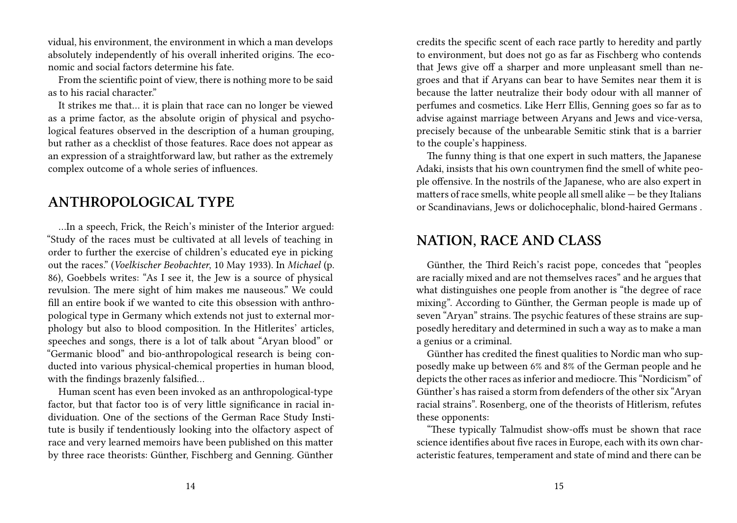vidual, his environment, the environment in which a man develops absolutely independently of his overall inherited origins. The economic and social factors determine his fate.

From the scientific point of view, there is nothing more to be said as to his racial character."

It strikes me that… it is plain that race can no longer be viewed as a prime factor, as the absolute origin of physical and psychological features observed in the description of a human grouping, but rather as a checklist of those features. Race does not appear as an expression of a straightforward law, but rather as the extremely complex outcome of a whole series of influences.

## ANTHROPOLOGICAL TYPE

…In a speech, Frick, the Reich's minister of the Interior argued: "Study of the races must be cultivated at all levels of teaching in order to further the exercise of children's educated eye in picking out the races." (*Voelkischer Beobachter*, 10 May 1933). In *Michael* (p. 86), Goebbels writes: "As I see it, the Jew is a source of physical revulsion. The mere sight of him makes me nauseous." We could fill an entire book if we wanted to cite this obsession with anthropological type in Germany which extends not just to external morphology but also to blood composition. In the Hitlerites' articles, speeches and songs, there is a lot of talk about "Aryan blood" or "Germanic blood" and bio-anthropological research is being conducted into various physical-chemical properties in human blood, with the findings brazenly falsified…

Human scent has even been invoked as an anthropological-type factor, but that factor too is of very little significance in racial individuation. One of the sections of the German Race Study Institute is busily if tendentiously looking into the olfactory aspect of race and very learned memoirs have been published on this matter by three race theorists: Günther, Fischberg and Genning. Günther credits the specific scent of each race partly to heredity and partly to environment, but does not go as far as Fischberg who contends that Jews give off a sharper and more unpleasant smell than negroes and that if Aryans can bear to have Semites near them it is because the latter neutralize their body odour with all manner of perfumes and cosmetics. Like Herr Ellis, Genning goes so far as to advise against marriage between Aryans and Jews and vice-versa, precisely because of the unbearable Semitic stink that is a barrier to the couple's happiness.

The funny thing is that one expert in such matters, the Japanese Adaki, insists that his own countrymen find the smell of white people offensive. In the nostrils of the Japanese, who are also expert in matters of race smells, white people all smell alike — be they Italians or Scandinavians, Jews or dolichocephalic, blond-haired Germans .

## NATION, RACE AND CLASS

Günther, the Third Reich's racist pope, concedes that "peoples are racially mixed and are not themselves races" and he argues that what distinguishes one people from another is "the degree of race mixing". According to Günther, the German people is made up of seven "Aryan" strains. The psychic features of these strains are supposedly hereditary and determined in such a way as to make a man a genius or a criminal.

Günther has credited the finest qualities to Nordic man who supposedly make up between 6% and 8% of the German people and he depicts the other races as inferior and mediocre. This "Nordicism" of Günther's has raised a storm from defenders of the other six "Aryan racial strains". Rosenberg, one of the theorists of Hitlerism, refutes these opponents:

"These typically Talmudist show-offs must be shown that race science identifies about five races in Europe, each with its own characteristic features, temperament and state of mind and there can be